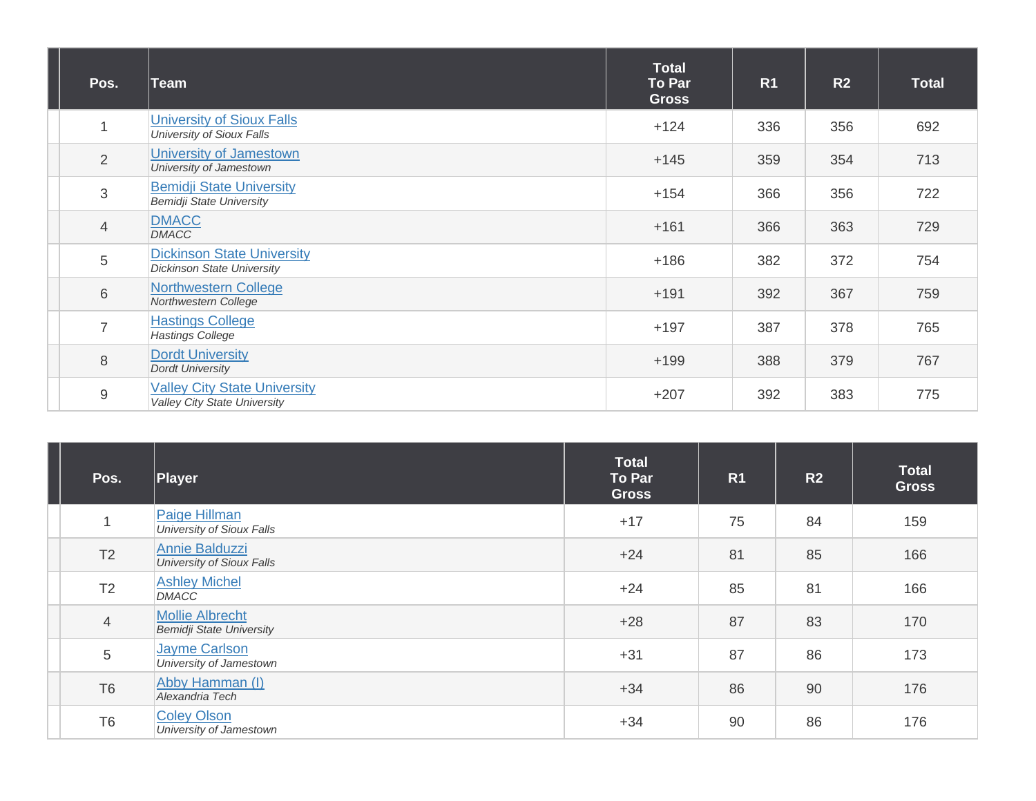| Pos. | Team | Total To Par Gross | R1 | R2 | Total |
|---|---|---|---|---|---|
| 1 | University of Sioux Falls<br>*University of Sioux Falls* | +124 | 336 | 356 | 692 |
| 2 | University of Jamestown<br>*University of Jamestown* | +145 | 359 | 354 | 713 |
| 3 | Bemidji State University<br>*Bemidji State University* | +154 | 366 | 356 | 722 |
| 4 | DMACC<br>*DMACC* | +161 | 366 | 363 | 729 |
| 5 | Dickinson State University<br>*Dickinson State University* | +186 | 382 | 372 | 754 |
| 6 | Northwestern College<br>*Northwestern College* | +191 | 392 | 367 | 759 |
| 7 | Hastings College<br>*Hastings College* | +197 | 387 | 378 | 765 |
| 8 | Dordt University<br>*Dordt University* | +199 | 388 | 379 | 767 |
| 9 | Valley City State University<br>*Valley City State University* | +207 | 392 | 383 | 775 |

| Pos. | Player | Total To Par Gross | R1 | R2 | Total Gross |
|---|---|---|---|---|---|
| 1 | Paige Hillman<br>*University of Sioux Falls* | +17 | 75 | 84 | 159 |
| T2 | Annie Balduzzi<br>*University of Sioux Falls* | +24 | 81 | 85 | 166 |
| T2 | Ashley Michel<br>*DMACC* | +24 | 85 | 81 | 166 |
| 4 | Mollie Albrecht<br>*Bemidji State University* | +28 | 87 | 83 | 170 |
| 5 | Jayme Carlson<br>*University of Jamestown* | +31 | 87 | 86 | 173 |
| T6 | Abby Hamman (I)<br>*Alexandria Tech* | +34 | 86 | 90 | 176 |
| T6 | Coley Olson<br>*University of Jamestown* | +34 | 90 | 86 | 176 |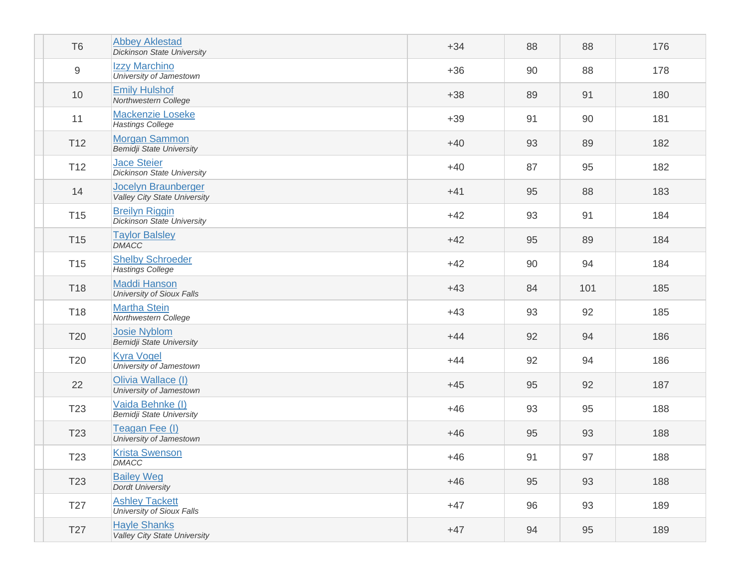| | | | | | | |
|---|---|---|---|---|---|---|
| | T6 | Abbey Aklestad<br>*Dickinson State University* | +34 | 88 | 88 | 176 |
| | 9 | Izzy Marchino<br>*University of Jamestown* | +36 | 90 | 88 | 178 |
| | 10 | Emily Hulshof<br>*Northwestern College* | +38 | 89 | 91 | 180 |
| | 11 | Mackenzie Loseke<br>*Hastings College* | +39 | 91 | 90 | 181 |
| | T12 | Morgan Sammon<br>*Bemidji State University* | +40 | 93 | 89 | 182 |
| | T12 | Jace Steier<br>*Dickinson State University* | +40 | 87 | 95 | 182 |
| | 14 | Jocelyn Braunberger<br>*Valley City State University* | +41 | 95 | 88 | 183 |
| | T15 | Breilyn Riggin<br>*Dickinson State University* | +42 | 93 | 91 | 184 |
| | T15 | Taylor Balsley<br>*DMACC* | +42 | 95 | 89 | 184 |
| | T15 | Shelby Schroeder<br>*Hastings College* | +42 | 90 | 94 | 184 |
| | T18 | Maddi Hanson<br>*University of Sioux Falls* | +43 | 84 | 101 | 185 |
| | T18 | Martha Stein<br>*Northwestern College* | +43 | 93 | 92 | 185 |
| | T20 | Josie Nyblom<br>*Bemidji State University* | +44 | 92 | 94 | 186 |
| | T20 | Kyra Vogel<br>*University of Jamestown* | +44 | 92 | 94 | 186 |
| | 22 | Olivia Wallace (I)<br>*University of Jamestown* | +45 | 95 | 92 | 187 |
| | T23 | Vaida Behnke (I)<br>*Bemidji State University* | +46 | 93 | 95 | 188 |
| | T23 | Teagan Fee (I)<br>*University of Jamestown* | +46 | 95 | 93 | 188 |
| | T23 | Krista Swenson<br>*DMACC* | +46 | 91 | 97 | 188 |
| | T23 | Bailey Weg<br>*Dordt University* | +46 | 95 | 93 | 188 |
| | T27 | Ashley Tackett<br>*University of Sioux Falls* | +47 | 96 | 93 | 189 |
| | T27 | Hayle Shanks<br>*Valley City State University* | +47 | 94 | 95 | 189 |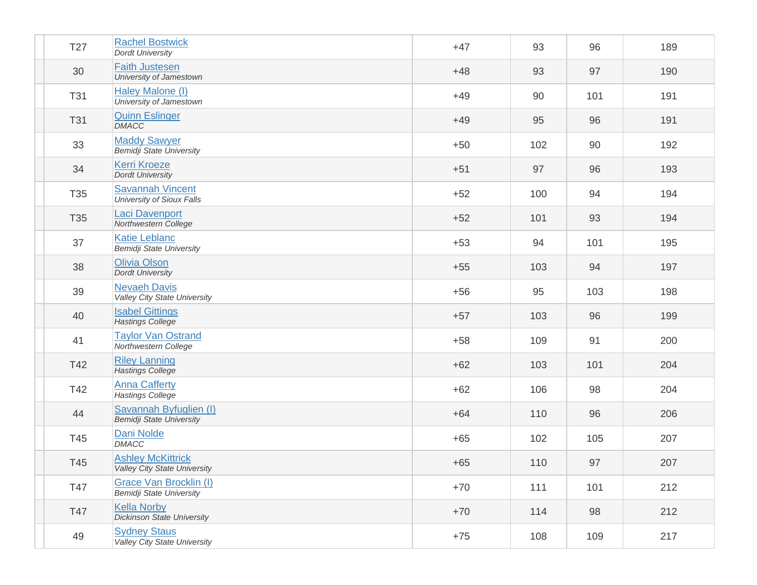| | Pos | Player | To Par | R1 | R2 | Total |
|---|---|---|---|---|---|---|
| | T27 | Rachel Bostwick<br>*Dordt University* | +47 | 93 | 96 | 189 |
| | 30 | Faith Justesen<br>*University of Jamestown* | +48 | 93 | 97 | 190 |
| | T31 | Haley Malone (I)<br>*University of Jamestown* | +49 | 90 | 101 | 191 |
| | T31 | Quinn Eslinger<br>*DMACC* | +49 | 95 | 96 | 191 |
| | 33 | Maddy Sawyer<br>*Bemidji State University* | +50 | 102 | 90 | 192 |
| | 34 | Kerri Kroeze<br>*Dordt University* | +51 | 97 | 96 | 193 |
| | T35 | Savannah Vincent<br>*University of Sioux Falls* | +52 | 100 | 94 | 194 |
| | T35 | Laci Davenport<br>*Northwestern College* | +52 | 101 | 93 | 194 |
| | 37 | Katie Leblanc<br>*Bemidji State University* | +53 | 94 | 101 | 195 |
| | 38 | Olivia Olson<br>*Dordt University* | +55 | 103 | 94 | 197 |
| | 39 | Nevaeh Davis<br>*Valley City State University* | +56 | 95 | 103 | 198 |
| | 40 | Isabel Gittings<br>*Hastings College* | +57 | 103 | 96 | 199 |
| | 41 | Taylor Van Ostrand<br>*Northwestern College* | +58 | 109 | 91 | 200 |
| | T42 | Riley Lanning<br>*Hastings College* | +62 | 103 | 101 | 204 |
| | T42 | Anna Cafferty<br>*Hastings College* | +62 | 106 | 98 | 204 |
| | 44 | Savannah Byfuglien (I)<br>*Bemidji State University* | +64 | 110 | 96 | 206 |
| | T45 | Dani Nolde<br>*DMACC* | +65 | 102 | 105 | 207 |
| | T45 | Ashley McKittrick<br>*Valley City State University* | +65 | 110 | 97 | 207 |
| | T47 | Grace Van Brocklin (I)<br>*Bemidji State University* | +70 | 111 | 101 | 212 |
| | T47 | Kella Norby<br>*Dickinson State University* | +70 | 114 | 98 | 212 |
| | 49 | Sydney Staus<br>*Valley City State University* | +75 | 108 | 109 | 217 |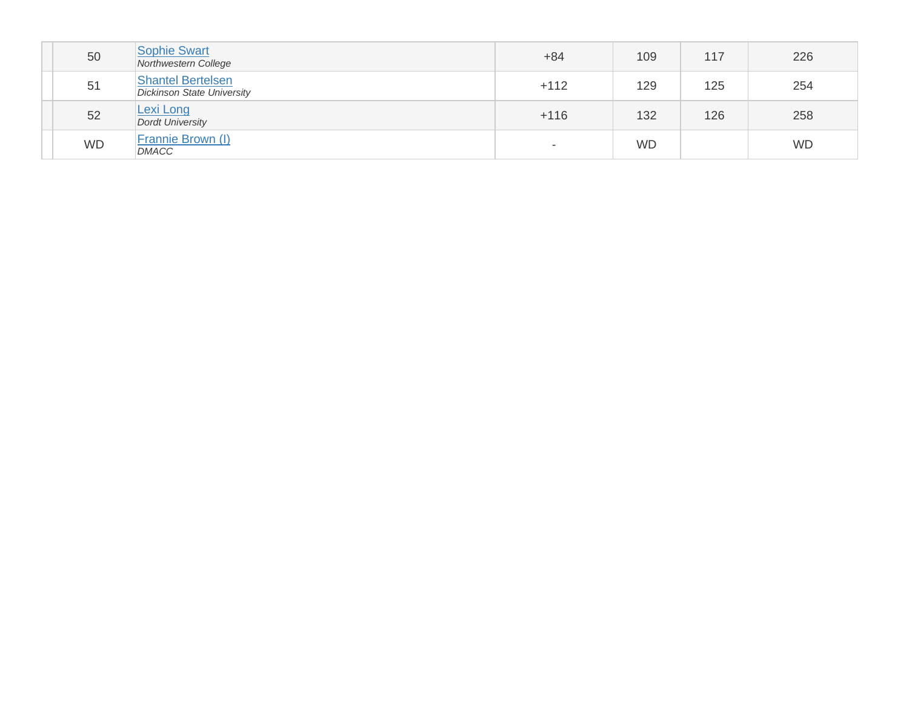| | | | | | | |
|---|---|---|---|---|---|---|
| | 50 | Sophie Swart<br>*Northwestern College* | +84 | 109 | 117 | 226 |
| | 51 | Shantel Bertelsen<br>*Dickinson State University* | +112 | 129 | 125 | 254 |
| | 52 | Lexi Long<br>*Dordt University* | +116 | 132 | 126 | 258 |
| | WD | Frannie Brown (I)<br>*DMACC* | - | WD | | WD |